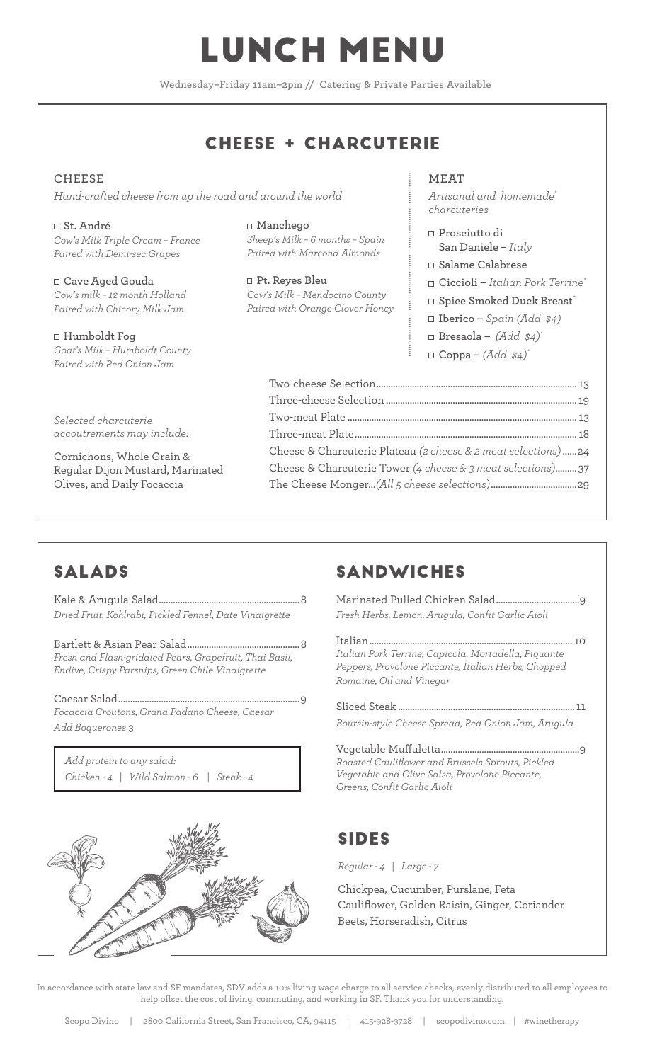# LUNCH MENU

Wednesday–Friday 11am–2pm // Catering & Private Parties Available

## CHEESE + CHARCUTERIE

### CHEESE

*Hand-crafted cheese from up the road and around the world*

- **St. André**
  *Cow's Milk Triple Cream – France*
  *Paired with Demi-sec Grapes*
- **Cave Aged Gouda**
  *Cow's milk – 12 month Holland*
  *Paired with Chicory Milk Jam*
- **Humboldt Fog**
  *Goat's Milk – Humboldt County*
  *Paired with Red Onion Jam*
- **Manchego**
  *Sheep's Milk – 6 months – Spain*
  *Paired with Marcona Almonds*
- **Pt. Reyes Bleu**
  *Cow's Milk – Mendocino County*
  *Paired with Orange Clover Honey*

### MEAT

*Artisanal and homemade\* charcuteries*

- **Prosciutto di San Daniele** – *Italy*
- **Salame Calabrese**
- **Ciccioli** – *Italian Pork Terrine\**
- **Spice Smoked Duck Breast\***
- **Iberico** – *Spain (Add $4)*
- **Bresaola** – *(Add $4)\**
- **Coppa** – *(Add $4)\**

*Selected charcuterie accoutrements may include:*

Cornichons, Whole Grain & Regular Dijon Mustard, Marinated Olives, and Daily Focaccia

| Item | Price |
| --- | --- |
| Two-cheese Selection | 13 |
| Three-cheese Selection | 19 |
| Two-meat Plate | 13 |
| Three-meat Plate | 18 |
| Cheese & Charcuterie Plateau *(2 cheese & 2 meat selections)* | 24 |
| Cheese & Charcuterie Tower *(4 cheese & 3 meat selections)* | 37 |
| The Cheese Monger...*(All 5 cheese selections)* | 29 |

## SALADS

**Kale & Arugula Salad** ... 8
*Dried Fruit, Kohlrabi, Pickled Fennel, Date Vinaigrette*

**Bartlett & Asian Pear Salad** ... 8
*Fresh and Flash-griddled Pears, Grapefruit, Thai Basil, Endive, Crispy Parsnips, Green Chile Vinaigrette*

**Caesar Salad** ... 9
*Focaccia Croutons, Grana Padano Cheese, Caesar*
*Add Boquerones* 3

*Add protein to any salad:*
*Chicken - 4 | Wild Salmon - 6 | Steak - 4*

## SANDWICHES

**Marinated Pulled Chicken Salad** ... 9
*Fresh Herbs, Lemon, Arugula, Confit Garlic Aioli*

**Italian** ... 10
*Italian Pork Terrine, Capicola, Mortadella, Piquante Peppers, Provolone Piccante, Italian Herbs, Chopped Romaine, Oil and Vinegar*

**Sliced Steak** ... 11
*Boursin-style Cheese Spread, Red Onion Jam, Arugula*

**Vegetable Muffuletta** ... 9
*Roasted Cauliflower and Brussels Sprouts, Pickled Vegetable and Olive Salsa, Provolone Piccante, Greens, Confit Garlic Aioli*

## SIDES

*Regular - 4 | Large - 7*

Chickpea, Cucumber, Purslane, Feta
Cauliflower, Golden Raisin, Ginger, Coriander
Beets, Horseradish, Citrus

In accordance with state law and SF mandates, SDV adds a 10% living wage charge to all service checks, evenly distributed to all employees to help offset the cost of living, commuting, and working in SF. Thank you for understanding.

Scopo Divino | 2800 California Street, San Francisco, CA, 94115 | 415-928-3728 | scopodivino.com | #winetherapy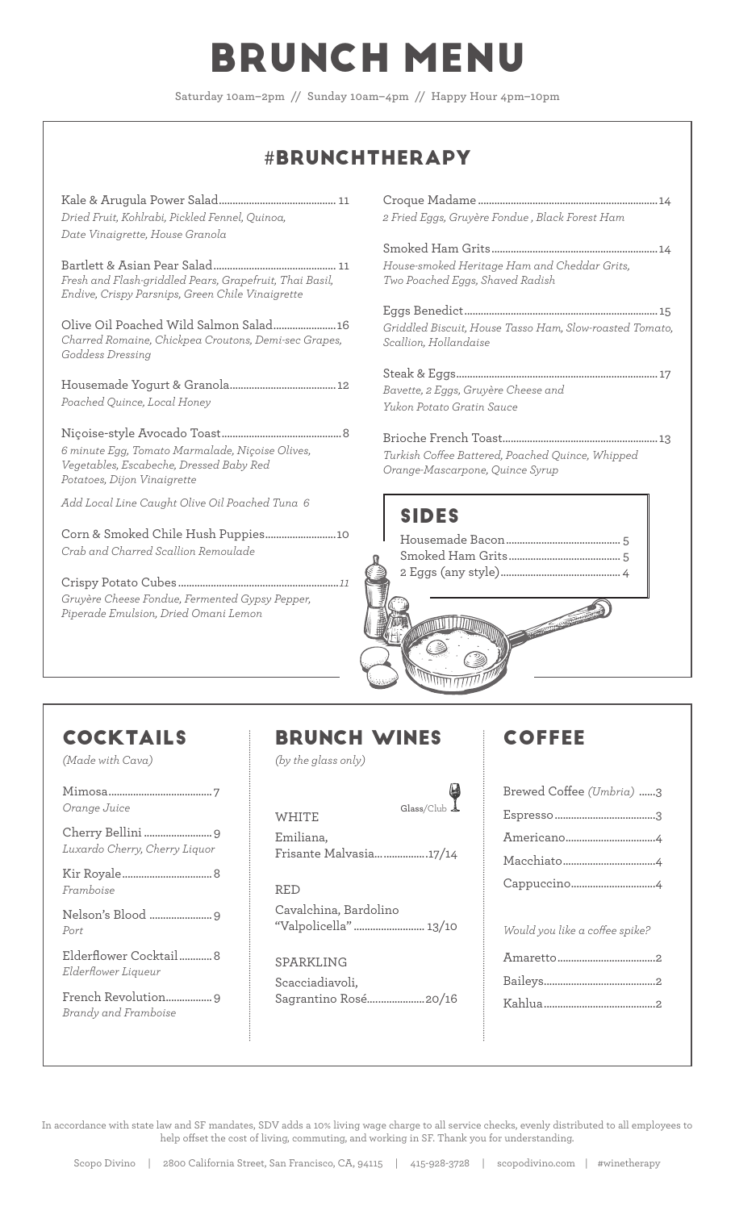# BRUNCH MENU

Saturday 10am–2pm // Sunday 10am–4pm // Happy Hour 4pm–10pm

## #BRUNCHTHERAPY

Kale & Arugula Power Salad ... 11
*Dried Fruit, Kohlrabi, Pickled Fennel, Quinoa, Date Vinaigrette, House Granola*

Bartlett & Asian Pear Salad ... 11
*Fresh and Flash-griddled Pears, Grapefruit, Thai Basil, Endive, Crispy Parsnips, Green Chile Vinaigrette*

Olive Oil Poached Wild Salmon Salad ... 16
*Charred Romaine, Chickpea Croutons, Demi-sec Grapes, Goddess Dressing*

Housemade Yogurt & Granola ... 12
*Poached Quince, Local Honey*

Niçoise-style Avocado Toast ... 8
*6 minute Egg, Tomato Marmalade, Niçoise Olives, Vegetables, Escabeche, Dressed Baby Red Potatoes, Dijon Vinaigrette*

*Add Local Line Caught Olive Oil Poached Tuna 6*

Corn & Smoked Chile Hush Puppies ... 10
*Crab and Charred Scallion Remoulade*

Crispy Potato Cubes ... *11*
*Gruyère Cheese Fondue, Fermented Gypsy Pepper, Piperade Emulsion, Dried Omani Lemon*

Croque Madame ... 14
*2 Fried Eggs, Gruyère Fondue , Black Forest Ham*

Smoked Ham Grits ... 14
*House-smoked Heritage Ham and Cheddar Grits, Two Poached Eggs, Shaved Radish*

Eggs Benedict ... 15
*Griddled Biscuit, House Tasso Ham, Slow-roasted Tomato, Scallion, Hollandaise*

Steak & Eggs ... 17
*Bavette, 2 Eggs, Gruyère Cheese and Yukon Potato Gratin Sauce*

Brioche French Toast ... 13
*Turkish Coffee Battered, Poached Quince, Whipped Orange-Mascarpone, Quince Syrup*

## SIDES

Housemade Bacon ... 5
Smoked Ham Grits ... 5
2 Eggs (any style) ... 4

## COCKTAILS

*(Made with Cava)*

Mimosa ... 7
*Orange Juice*

Cherry Bellini ... 9
*Luxardo Cherry, Cherry Liquor*

Kir Royale ... 8
*Framboise*

Nelson's Blood ... 9
*Port*

Elderflower Cocktail ... 8
*Elderflower Liqueur*

French Revolution ... 9
*Brandy and Framboise*

## BRUNCH WINES

*(by the glass only)*

Glass/Club

WHITE
Emiliana, Frisante Malvasia ... 17/14

RED
Cavalchina, Bardolino "Valpolicella" ... 13/10

SPARKLING
Scacciadiavoli, Sagrantino Rosé ... 20/16

## COFFEE

Brewed Coffee *(Umbria)* ... 3
Espresso ... 3
Americano ... 4
Macchiato ... 4
Cappuccino ... 4

*Would you like a coffee spike?*

Amaretto ... 2
Baileys ... 2
Kahlua ... 2

In accordance with state law and SF mandates, SDV adds a 10% living wage charge to all service checks, evenly distributed to all employees to help offset the cost of living, commuting, and working in SF. Thank you for understanding.

Scopo Divino | 2800 California Street, San Francisco, CA, 94115 | 415-928-3728 | scopodivino.com | #winetherapy